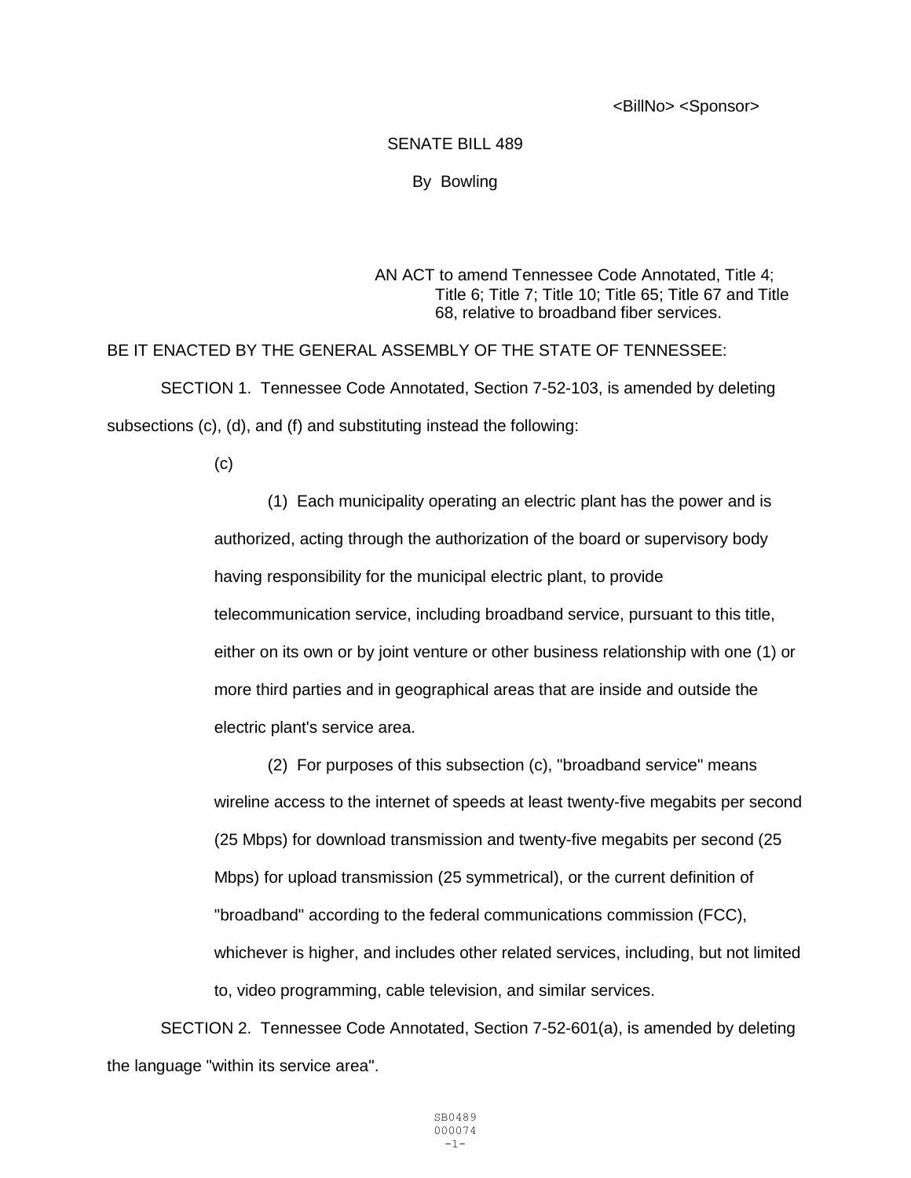<BillNo> <Sponsor>

SENATE BILL 489

By Bowling

AN ACT to amend Tennessee Code Annotated, Title 4; Title 6; Title 7; Title 10; Title 65; Title 67 and Title 68, relative to broadband fiber services.

BE IT ENACTED BY THE GENERAL ASSEMBLY OF THE STATE OF TENNESSEE:

SECTION 1. Tennessee Code Annotated, Section 7-52-103, is amended by deleting subsections (c), (d), and (f) and substituting instead the following:

(c)

(1) Each municipality operating an electric plant has the power and is authorized, acting through the authorization of the board or supervisory body having responsibility for the municipal electric plant, to provide telecommunication service, including broadband service, pursuant to this title, either on its own or by joint venture or other business relationship with one (1) or more third parties and in geographical areas that are inside and outside the electric plant's service area.

(2) For purposes of this subsection (c), "broadband service" means wireline access to the internet of speeds at least twenty-five megabits per second (25 Mbps) for download transmission and twenty-five megabits per second (25 Mbps) for upload transmission (25 symmetrical), or the current definition of "broadband" according to the federal communications commission (FCC), whichever is higher, and includes other related services, including, but not limited to, video programming, cable television, and similar services.

SECTION 2. Tennessee Code Annotated, Section 7-52-601(a), is amended by deleting the language "within its service area".

SB0489
000074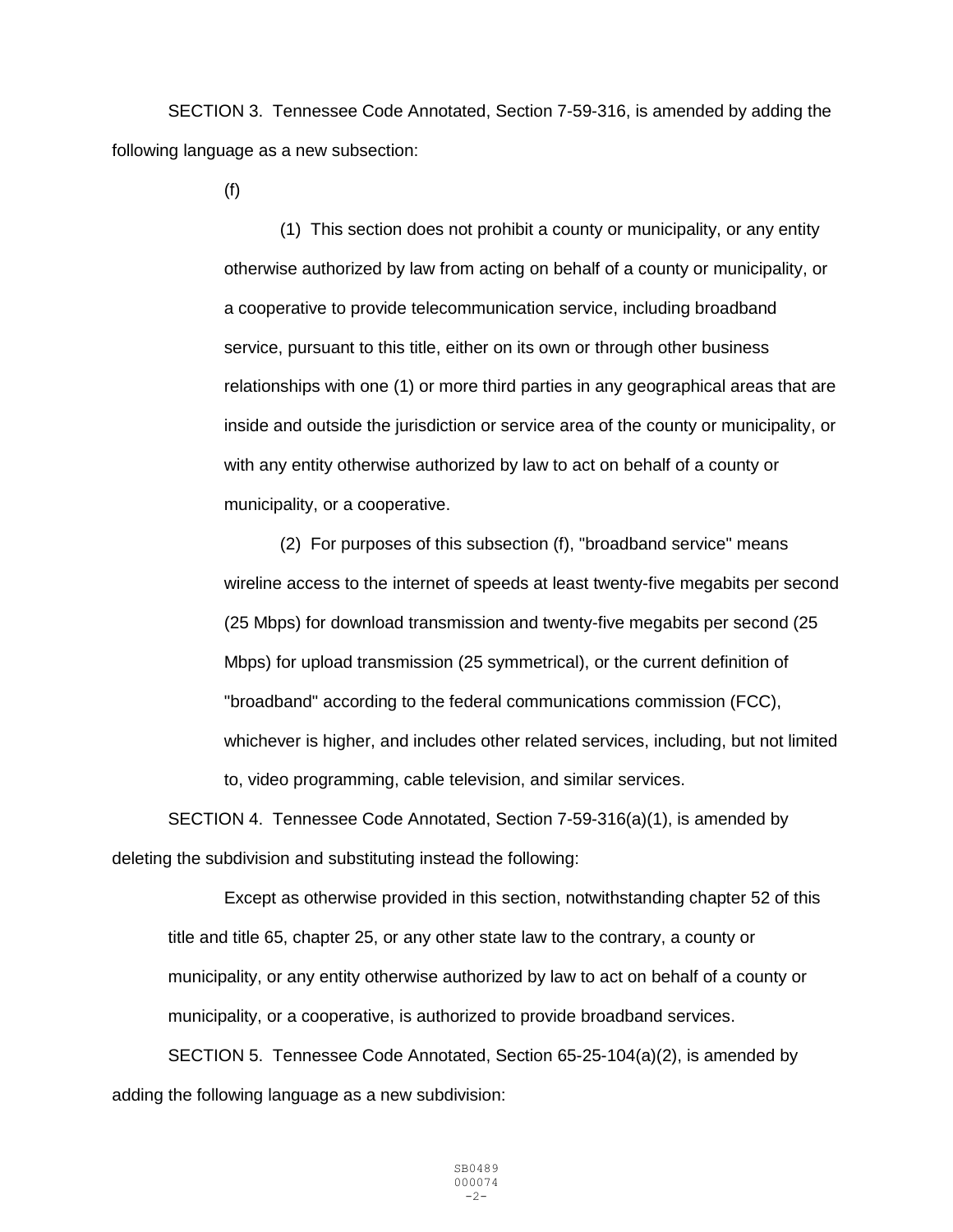SECTION 3. Tennessee Code Annotated, Section 7-59-316, is amended by adding the following language as a new subsection:

(f)

(1) This section does not prohibit a county or municipality, or any entity otherwise authorized by law from acting on behalf of a county or municipality, or a cooperative to provide telecommunication service, including broadband service, pursuant to this title, either on its own or through other business relationships with one (1) or more third parties in any geographical areas that are inside and outside the jurisdiction or service area of the county or municipality, or with any entity otherwise authorized by law to act on behalf of a county or municipality, or a cooperative.

(2) For purposes of this subsection (f), "broadband service" means wireline access to the internet of speeds at least twenty-five megabits per second (25 Mbps) for download transmission and twenty-five megabits per second (25 Mbps) for upload transmission (25 symmetrical), or the current definition of "broadband" according to the federal communications commission (FCC), whichever is higher, and includes other related services, including, but not limited to, video programming, cable television, and similar services.

SECTION 4. Tennessee Code Annotated, Section 7-59-316(a)(1), is amended by deleting the subdivision and substituting instead the following:

Except as otherwise provided in this section, notwithstanding chapter 52 of this title and title 65, chapter 25, or any other state law to the contrary, a county or municipality, or any entity otherwise authorized by law to act on behalf of a county or municipality, or a cooperative, is authorized to provide broadband services.

SECTION 5. Tennessee Code Annotated, Section 65-25-104(a)(2), is amended by adding the following language as a new subdivision: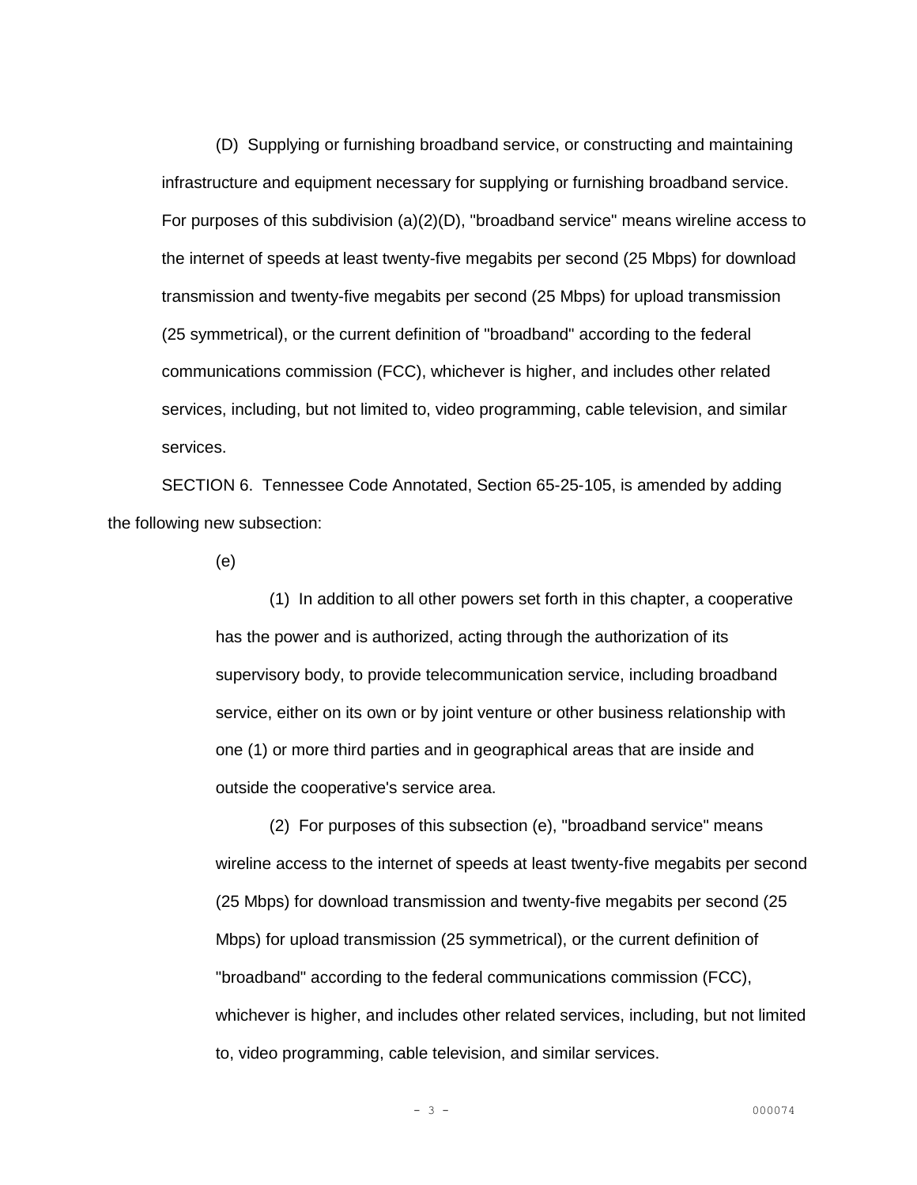(D) Supplying or furnishing broadband service, or constructing and maintaining infrastructure and equipment necessary for supplying or furnishing broadband service. For purposes of this subdivision (a)(2)(D), "broadband service" means wireline access to the internet of speeds at least twenty-five megabits per second (25 Mbps) for download transmission and twenty-five megabits per second (25 Mbps) for upload transmission (25 symmetrical), or the current definition of "broadband" according to the federal communications commission (FCC), whichever is higher, and includes other related services, including, but not limited to, video programming, cable television, and similar services.

SECTION 6. Tennessee Code Annotated, Section 65-25-105, is amended by adding the following new subsection:

(e)

(1) In addition to all other powers set forth in this chapter, a cooperative has the power and is authorized, acting through the authorization of its supervisory body, to provide telecommunication service, including broadband service, either on its own or by joint venture or other business relationship with one (1) or more third parties and in geographical areas that are inside and outside the cooperative's service area.

(2) For purposes of this subsection (e), "broadband service" means wireline access to the internet of speeds at least twenty-five megabits per second (25 Mbps) for download transmission and twenty-five megabits per second (25 Mbps) for upload transmission (25 symmetrical), or the current definition of "broadband" according to the federal communications commission (FCC), whichever is higher, and includes other related services, including, but not limited to, video programming, cable television, and similar services.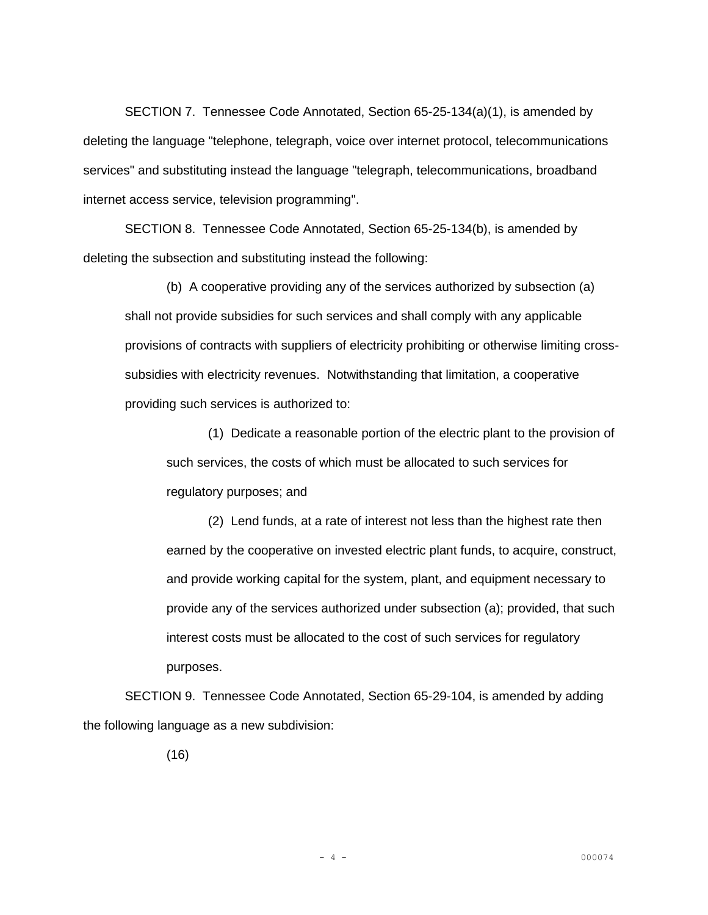SECTION 7. Tennessee Code Annotated, Section 65-25-134(a)(1), is amended by deleting the language "telephone, telegraph, voice over internet protocol, telecommunications services" and substituting instead the language "telegraph, telecommunications, broadband internet access service, television programming".

SECTION 8. Tennessee Code Annotated, Section 65-25-134(b), is amended by deleting the subsection and substituting instead the following:

> (b) A cooperative providing any of the services authorized by subsection (a) shall not provide subsidies for such services and shall comply with any applicable provisions of contracts with suppliers of electricity prohibiting or otherwise limiting cross-subsidies with electricity revenues. Notwithstanding that limitation, a cooperative providing such services is authorized to:
>
> > (1) Dedicate a reasonable portion of the electric plant to the provision of such services, the costs of which must be allocated to such services for regulatory purposes; and
> >
> > (2) Lend funds, at a rate of interest not less than the highest rate then earned by the cooperative on invested electric plant funds, to acquire, construct, and provide working capital for the system, plant, and equipment necessary to provide any of the services authorized under subsection (a); provided, that such interest costs must be allocated to the cost of such services for regulatory purposes.

SECTION 9. Tennessee Code Annotated, Section 65-29-104, is amended by adding the following language as a new subdivision:

> (16)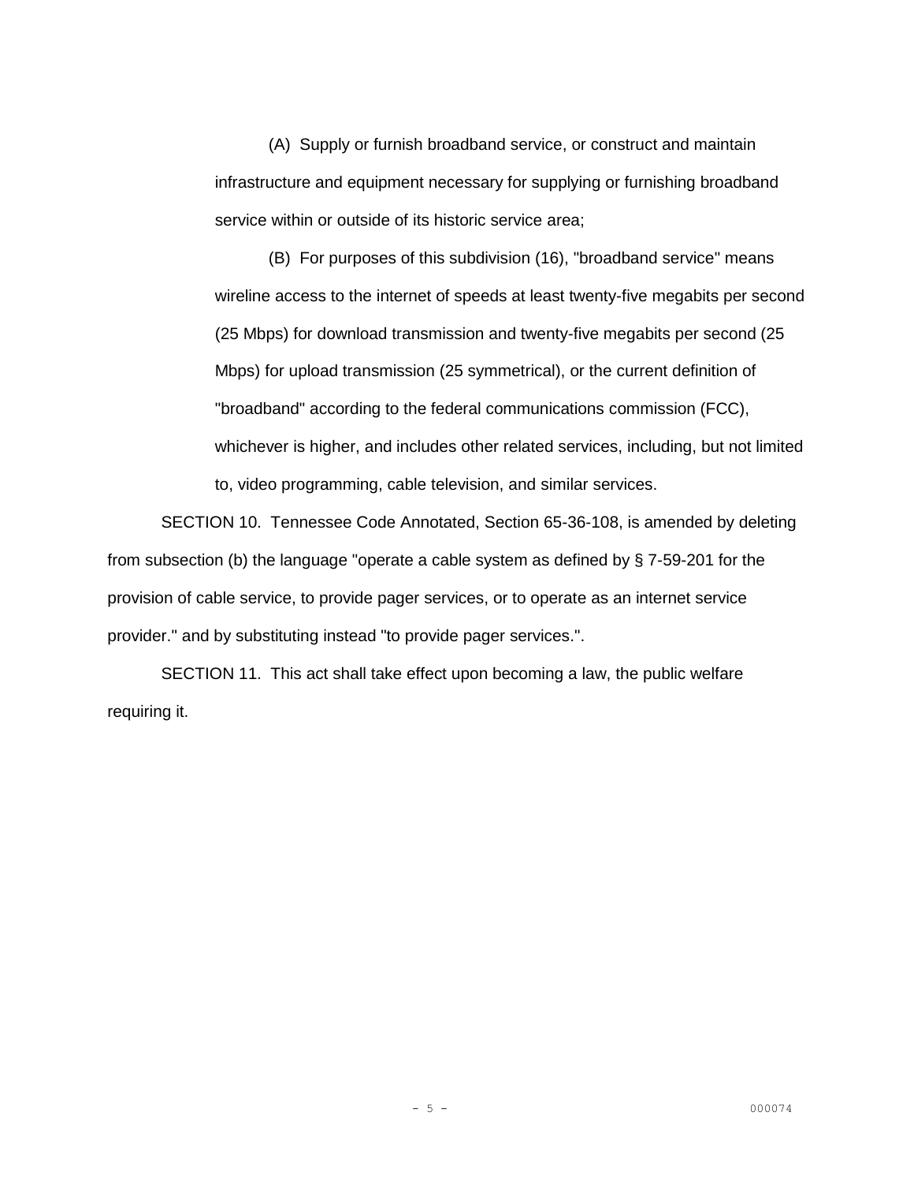(A) Supply or furnish broadband service, or construct and maintain infrastructure and equipment necessary for supplying or furnishing broadband service within or outside of its historic service area;

(B) For purposes of this subdivision (16), "broadband service" means wireline access to the internet of speeds at least twenty-five megabits per second (25 Mbps) for download transmission and twenty-five megabits per second (25 Mbps) for upload transmission (25 symmetrical), or the current definition of "broadband" according to the federal communications commission (FCC), whichever is higher, and includes other related services, including, but not limited to, video programming, cable television, and similar services.

SECTION 10. Tennessee Code Annotated, Section 65-36-108, is amended by deleting from subsection (b) the language "operate a cable system as defined by § 7-59-201 for the provision of cable service, to provide pager services, or to operate as an internet service provider." and by substituting instead "to provide pager services.".

SECTION 11. This act shall take effect upon becoming a law, the public welfare requiring it.